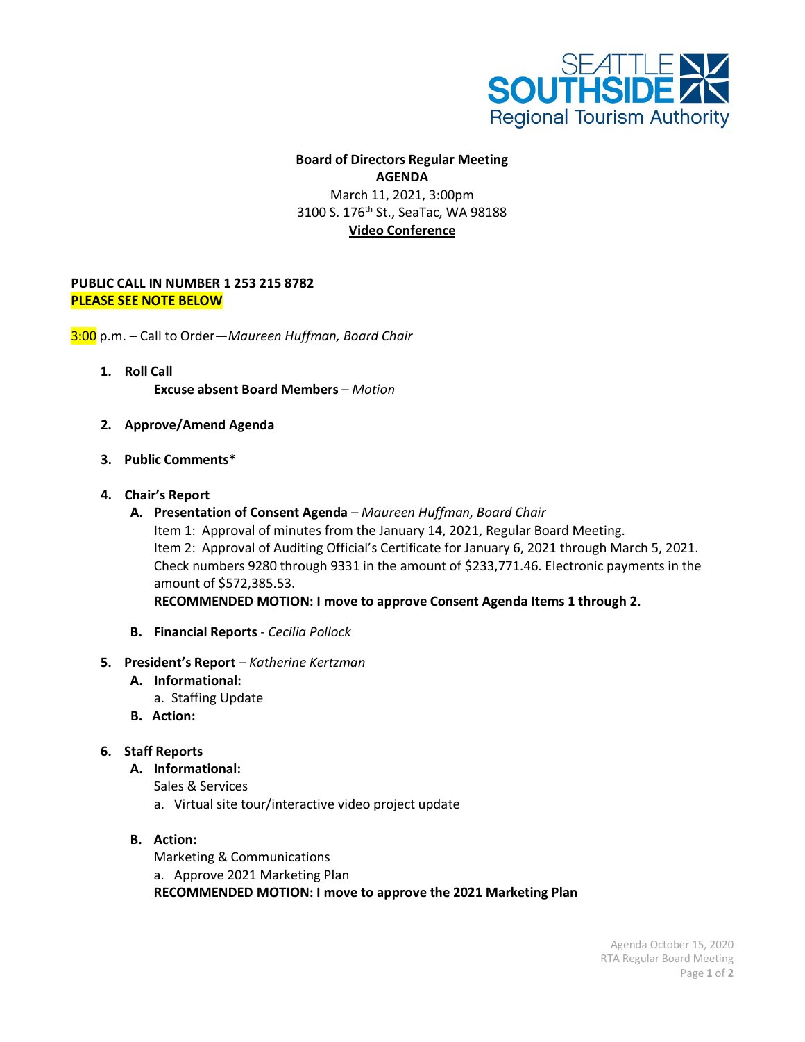SEATTLE SOUTHSIDE Regional Tourism Authority

**Board of Directors Regular Meeting**
**AGENDA**
March 11, 2021, 3:00pm
3100 S. 176th St., SeaTac, WA 98188
**Video Conference**

**PUBLIC CALL IN NUMBER 1 253 215 8782**
**PLEASE SEE NOTE BELOW**

3:00 p.m. – Call to Order—*Maureen Huffman, Board Chair*

1. **Roll Call**
   **Excuse absent Board Members** – *Motion*

2. **Approve/Amend Agenda**

3. **Public Comments***

4. **Chair's Report**
   - **A. Presentation of Consent Agenda** – *Maureen Huffman, Board Chair*
     Item 1: Approval of minutes from the January 14, 2021, Regular Board Meeting.
     Item 2: Approval of Auditing Official's Certificate for January 6, 2021 through March 5, 2021. Check numbers 9280 through 9331 in the amount of $233,771.46. Electronic payments in the amount of $572,385.53.
     **RECOMMENDED MOTION: I move to approve Consent Agenda Items 1 through 2.**
   - **B. Financial Reports** - *Cecilia Pollock*

5. **President's Report** – *Katherine Kertzman*
   - **A. Informational:**
     a. Staffing Update
   - **B. Action:**

6. **Staff Reports**
   - **A. Informational:**
     Sales & Services
     a. Virtual site tour/interactive video project update
   - **B. Action:**
     Marketing & Communications
     a. Approve 2021 Marketing Plan
     **RECOMMENDED MOTION: I move to approve the 2021 Marketing Plan**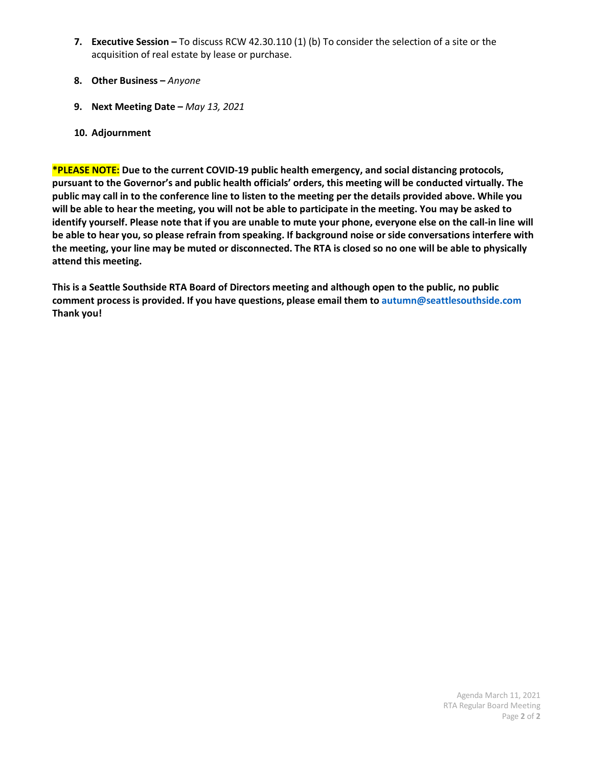7. **Executive Session –** To discuss RCW 42.30.110 (1) (b) To consider the selection of a site or the acquisition of real estate by lease or purchase.

8. **Other Business –** *Anyone*

9. **Next Meeting Date –** *May 13, 2021*

10. **Adjournment**

**\*PLEASE NOTE: Due to the current COVID-19 public health emergency, and social distancing protocols, pursuant to the Governor's and public health officials' orders, this meeting will be conducted virtually. The public may call in to the conference line to listen to the meeting per the details provided above. While you will be able to hear the meeting, you will not be able to participate in the meeting. You may be asked to identify yourself. Please note that if you are unable to mute your phone, everyone else on the call-in line will be able to hear you, so please refrain from speaking. If background noise or side conversations interfere with the meeting, your line may be muted or disconnected. The RTA is closed so no one will be able to physically attend this meeting.**

**This is a Seattle Southside RTA Board of Directors meeting and although open to the public, no public comment process is provided. If you have questions, please email them to autumn@seattlesouthside.com Thank you!**